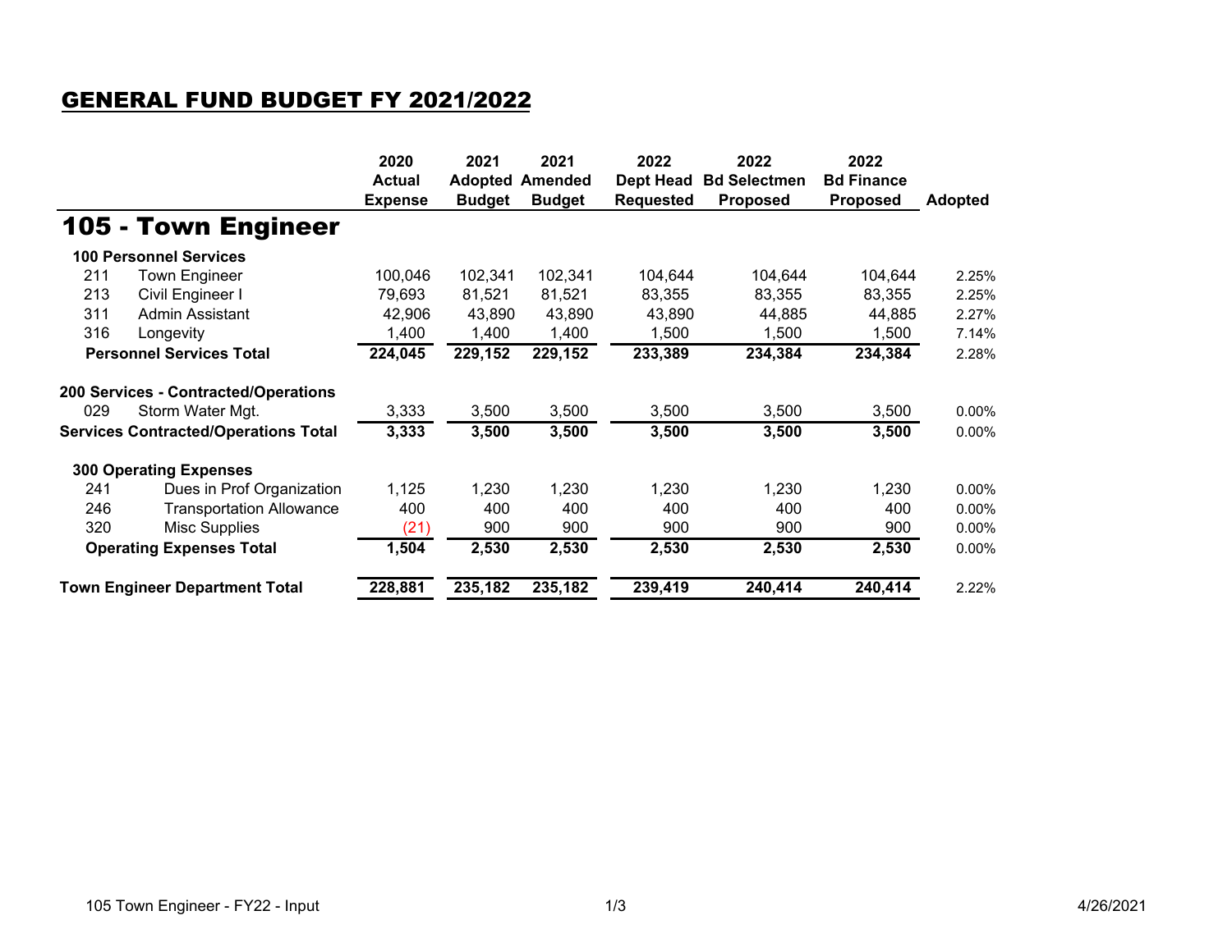# GENERAL FUND BUDGET FY 2021/2022

## 105 - Town Engineer

| Code | Description | 2020 Actual Expense | 2021 Adopted Budget | 2021 Amended Budget | 2022 Dept Head Requested | 2022 Bd Selectmen Proposed | 2022 Bd Finance Proposed | Adopted |
|---|---|---|---|---|---|---|---|---|
| **100 Personnel Services** | | | | | | | | |
| 211 | Town Engineer | 100,046 | 102,341 | 102,341 | 104,644 | 104,644 | 104,644 | 2.25% |
| 213 | Civil Engineer I | 79,693 | 81,521 | 81,521 | 83,355 | 83,355 | 83,355 | 2.25% |
| 311 | Admin Assistant | 42,906 | 43,890 | 43,890 | 43,890 | 44,885 | 44,885 | 2.27% |
| 316 | Longevity | 1,400 | 1,400 | 1,400 | 1,500 | 1,500 | 1,500 | 7.14% |
| **Personnel Services Total** | | **224,045** | **229,152** | **229,152** | **233,389** | **234,384** | **234,384** | 2.28% |
| **200 Services - Contracted/Operations** | | | | | | | | |
| 029 | Storm Water Mgt. | 3,333 | 3,500 | 3,500 | 3,500 | 3,500 | 3,500 | 0.00% |
| **Services Contracted/Operations Total** | | **3,333** | **3,500** | **3,500** | **3,500** | **3,500** | **3,500** | 0.00% |
| **300 Operating Expenses** | | | | | | | | |
| 241 | Dues in Prof Organization | 1,125 | 1,230 | 1,230 | 1,230 | 1,230 | 1,230 | 0.00% |
| 246 | Transportation Allowance | 400 | 400 | 400 | 400 | 400 | 400 | 0.00% |
| 320 | Misc Supplies | (21) | 900 | 900 | 900 | 900 | 900 | 0.00% |
| **Operating Expenses Total** | | **1,504** | **2,530** | **2,530** | **2,530** | **2,530** | **2,530** | 0.00% |
| **Town Engineer Department Total** | | **228,881** | **235,182** | **235,182** | **239,419** | **240,414** | **240,414** | 2.22% |

105 Town Engineer - FY22 - Input

4/26/2021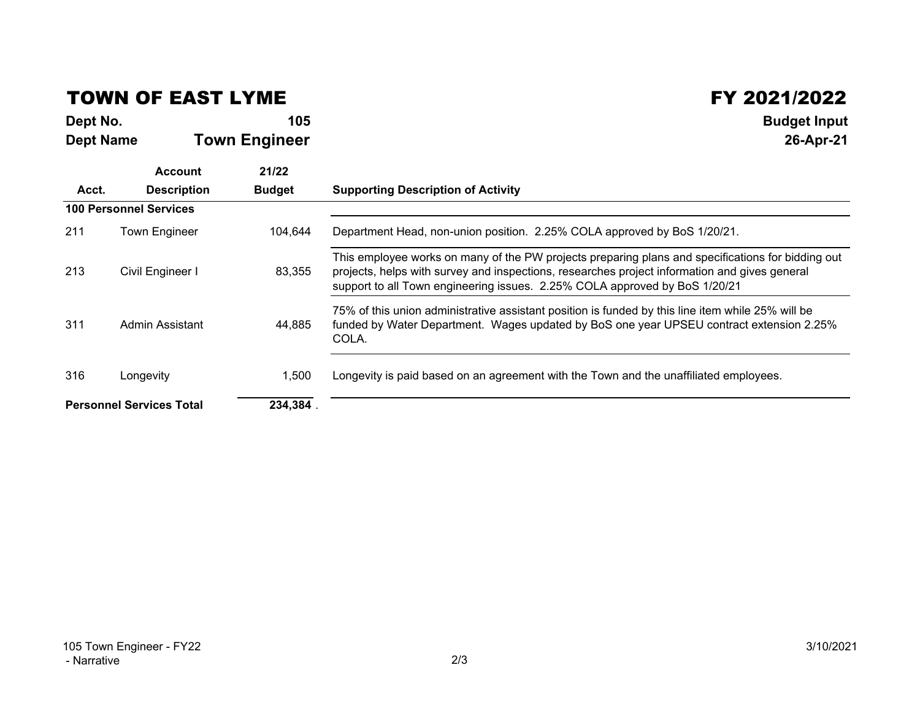# TOWN OF EAST LYME

# FY 2021/2022

**Dept No.** 105

**Dept Name** **Town Engineer**

**Budget Input**

**26-Apr-21**

| Acct. | Account Description | 21/22 Budget | Supporting Description of Activity |
|---|---|---|---|
| **100 Personnel Services** | | | |
| 211 | Town Engineer | 104,644 | Department Head, non-union position. 2.25% COLA approved by BoS 1/20/21. |
| 213 | Civil Engineer I | 83,355 | This employee works on many of the PW projects preparing plans and specifications for bidding out projects, helps with survey and inspections, researches project information and gives general support to all Town engineering issues. 2.25% COLA approved by BoS 1/20/21 |
| 311 | Admin Assistant | 44,885 | 75% of this union administrative assistant position is funded by this line item while 25% will be funded by Water Department. Wages updated by BoS one year UPSEU contract extension 2.25% COLA. |
| 316 | Longevity | 1,500 | Longevity is paid based on an agreement with the Town and the unaffiliated employees. |
| **Personnel Services Total** | | **234,384** | |

105 Town Engineer - FY22 - Narrative

3/10/2021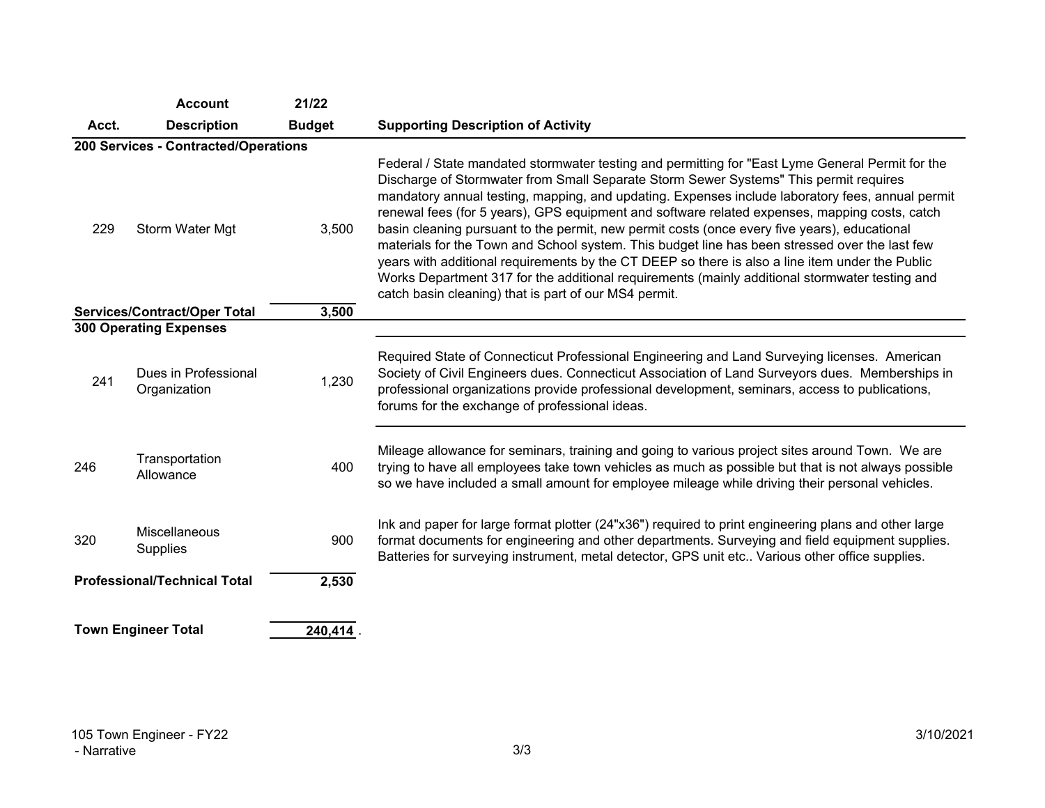| Acct. | Account Description | 21/22 Budget | Supporting Description of Activity |
|---|---|---|---|
| **200 Services - Contracted/Operations** | | | |
| 229 | Storm Water Mgt | 3,500 | Federal / State mandated stormwater testing and permitting for "East Lyme General Permit for the Discharge of Stormwater from Small Separate Storm Sewer Systems" This permit requires mandatory annual testing, mapping, and updating. Expenses include laboratory fees, annual permit renewal fees (for 5 years), GPS equipment and software related expenses, mapping costs, catch basin cleaning pursuant to the permit, new permit costs (once every five years), educational materials for the Town and School system. This budget line has been stressed over the last few years with additional requirements by the CT DEEP so there is also a line item under the Public Works Department 317 for the additional requirements (mainly additional stormwater testing and catch basin cleaning) that is part of our MS4 permit. |
| **Services/Contract/Oper Total** | | **3,500** | |
| **300 Operating Expenses** | | | |
| 241 | Dues in Professional Organization | 1,230 | Required State of Connecticut Professional Engineering and Land Surveying licenses. American Society of Civil Engineers dues. Connecticut Association of Land Surveyors dues. Memberships in professional organizations provide professional development, seminars, access to publications, forums for the exchange of professional ideas. |
| 246 | Transportation Allowance | 400 | Mileage allowance for seminars, training and going to various project sites around Town. We are trying to have all employees take town vehicles as much as possible but that is not always possible so we have included a small amount for employee mileage while driving their personal vehicles. |
| 320 | Miscellaneous Supplies | 900 | Ink and paper for large format plotter (24"x36") required to print engineering plans and other large format documents for engineering and other departments. Surveying and field equipment supplies. Batteries for surveying instrument, metal detector, GPS unit etc.. Various other office supplies. |
| **Professional/Technical Total** | | **2,530** | |
| **Town Engineer Total** | | **240,414** | |

105 Town Engineer - FY22
- Narrative

3/10/2021